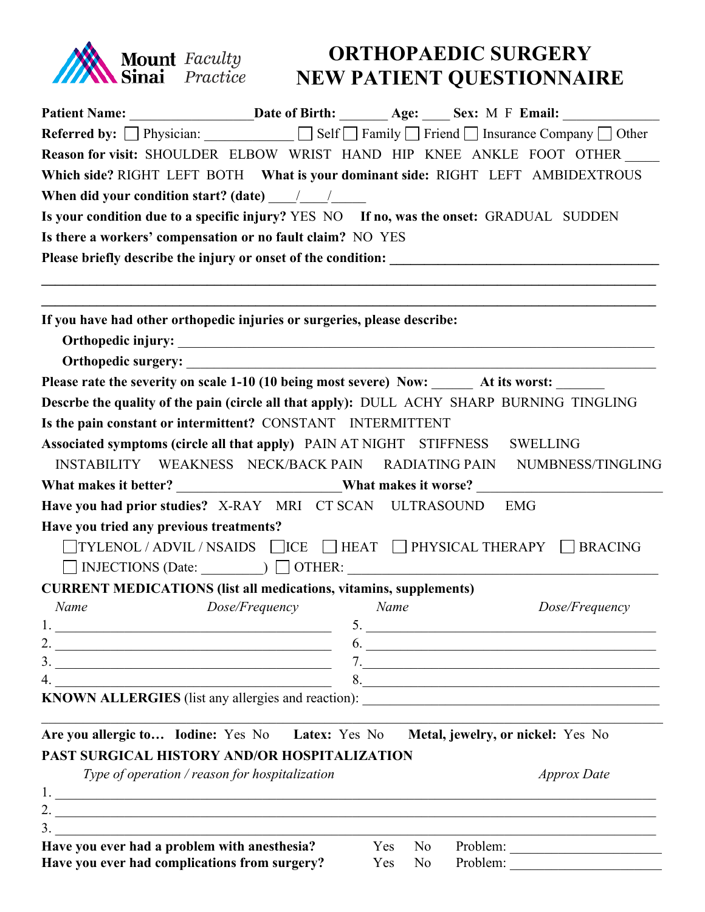Mount Sinai Faculty Practice

# ORTHOPAEDIC SURGERY NEW PATIENT QUESTIONNAIRE

**Patient Name:** __________________ **Date of Birth:** _______ **Age:** ____ **Sex:** M F **Email:** ______________

**Referred by:** ☐ Physician: _____________ ☐ Self ☐ Family ☐ Friend ☐ Insurance Company ☐ Other

**Reason for visit:** SHOULDER ELBOW WRIST HAND HIP KNEE ANKLE FOOT OTHER _____

**Which side?** RIGHT LEFT BOTH **What is your dominant side:** RIGHT LEFT AMBIDEXTROUS

**When did your condition start? (date)** ____/____/_____

**Is your condition due to a specific injury?** YES NO **If no, was the onset:** GRADUAL SUDDEN

**Is there a workers' compensation or no fault claim?** NO YES

**Please briefly describe the injury or onset of the condition:** ________________________________________

________________________________________________________________________________________

________________________________________________________________________________________

**If you have had other orthopedic injuries or surgeries, please describe:**

**Orthopedic injury:** ________________________________________________________________________

**Orthopedic surgery:** _______________________________________________________________________

**Please rate the severity on scale 1-10 (10 being most severe) Now:** ______ **At its worst:** _______

**Descrbe the quality of the pain (circle all that apply):** DULL ACHY SHARP BURNING TINGLING

**Is the pain constant or intermittent?** CONSTANT INTERMITTENT

**Associated symptoms (circle all that apply)** PAIN AT NIGHT STIFFNESS SWELLING INSTABILITY WEAKNESS NECK/BACK PAIN RADIATING PAIN NUMBNESS/TINGLING

**What makes it better?** _______________________ **What makes it worse?** __________________________

**Have you had prior studies?** X-RAY MRI CT SCAN ULTRASOUND EMG

**Have you tried any previous treatments?**

☐ TYLENOL / ADVIL / NSAIDS ☐ ICE ☐ HEAT ☐ PHYSICAL THERAPY ☐ BRACING

☐ INJECTIONS (Date: ________) ☐ OTHER: ____________________________________________

**CURRENT MEDICATIONS (list all medications, vitamins, supplements)**

| *Name* | *Dose/Frequency* | *Name* | *Dose/Frequency* |
|---|---|---|---|
| 1. | | 5. | |
| 2. | | 6. | |
| 3. | | 7. | |
| 4. | | 8. | |

**KNOWN ALLERGIES** (list any allergies and reaction): ____________________________________________

________________________________________________________________________________________

**Are you allergic to… Iodine:** Yes No **Latex:** Yes No **Metal, jewelry, or nickel:** Yes No

**PAST SURGICAL HISTORY AND/OR HOSPITALIZATION**

| *Type of operation / reason for hospitalization* | *Approx Date* |
|---|---|
| 1. | |
| 2. | |
| 3. | |

**Have you ever had a problem with anesthesia?** Yes No Problem: _____________________

**Have you ever had complications from surgery?** Yes No Problem: _____________________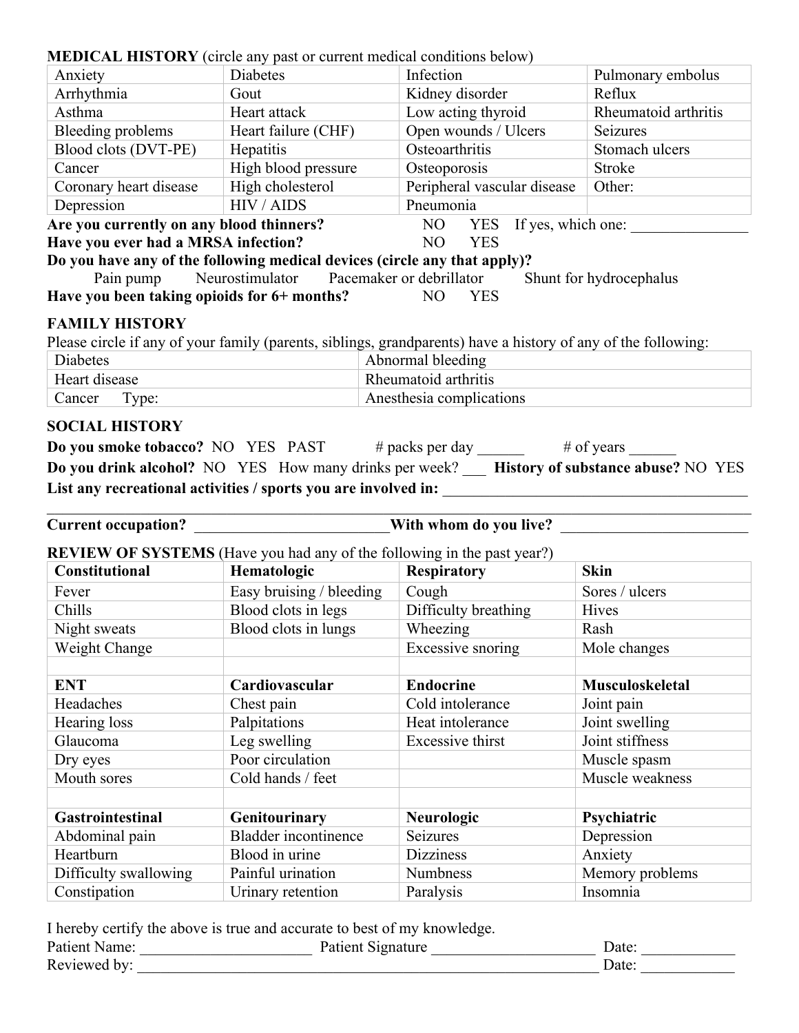**MEDICAL HISTORY** (circle any past or current medical conditions below)

| | | | |
|---|---|---|---|
| Anxiety | Diabetes | Infection | Pulmonary embolus |
| Arrhythmia | Gout | Kidney disorder | Reflux |
| Asthma | Heart attack | Low acting thyroid | Rheumatoid arthritis |
| Bleeding problems | Heart failure (CHF) | Open wounds / Ulcers | Seizures |
| Blood clots (DVT-PE) | Hepatitis | Osteoarthritis | Stomach ulcers |
| Cancer | High blood pressure | Osteoporosis | Stroke |
| Coronary heart disease | High cholesterol | Peripheral vascular disease | Other: |
| Depression | HIV / AIDS | Pneumonia | |

**Are you currently on any blood thinners?** NO YES If yes, which one: _______________

**Have you ever had a MRSA infection?** NO YES

**Do you have any of the following medical devices (circle any that apply)?**

Pain pump Neurostimulator Pacemaker or debrillator Shunt for hydrocephalus

**Have you been taking opioids for 6+ months?** NO YES

**FAMILY HISTORY**

Please circle if any of your family (parents, siblings, grandparents) have a history of any of the following:

| | |
|---|---|
| Diabetes | Abnormal bleeding |
| Heart disease | Rheumatoid arthritis |
| Cancer Type: | Anesthesia complications |

**SOCIAL HISTORY**

**Do you smoke tobacco?** NO YES PAST # packs per day ______ # of years ______

**Do you drink alcohol?** NO YES How many drinks per week? ___ **History of substance abuse?** NO YES

**List any recreational activities / sports you are involved in:** ________________________________________

________________________________________________________________________________

**Current occupation?** __________________________ **With whom do you live?** ________________________

**REVIEW OF SYSTEMS** (Have you had any of the following in the past year?)

| **Constitutional** | **Hematologic** | **Respiratory** | **Skin** |
|---|---|---|---|
| Fever | Easy bruising / bleeding | Cough | Sores / ulcers |
| Chills | Blood clots in legs | Difficulty breathing | Hives |
| Night sweats | Blood clots in lungs | Wheezing | Rash |
| Weight Change | | Excessive snoring | Mole changes |
| | | | |
| **ENT** | **Cardiovascular** | **Endocrine** | **Musculoskeletal** |
| Headaches | Chest pain | Cold intolerance | Joint pain |
| Hearing loss | Palpitations | Heat intolerance | Joint swelling |
| Glaucoma | Leg swelling | Excessive thirst | Joint stiffness |
| Dry eyes | Poor circulation | | Muscle spasm |
| Mouth sores | Cold hands / feet | | Muscle weakness |
| | | | |
| **Gastrointestinal** | **Genitourinary** | **Neurologic** | **Psychiatric** |
| Abdominal pain | Bladder incontinence | Seizures | Depression |
| Heartburn | Blood in urine | Dizziness | Anxiety |
| Difficulty swallowing | Painful urination | Numbness | Memory problems |
| Constipation | Urinary retention | Paralysis | Insomnia |

I hereby certify the above is true and accurate to best of my knowledge.

Patient Name: ______________________ Patient Signature ______________________ Date: ____________

Reviewed by: ______________________________________________________________ Date: ____________